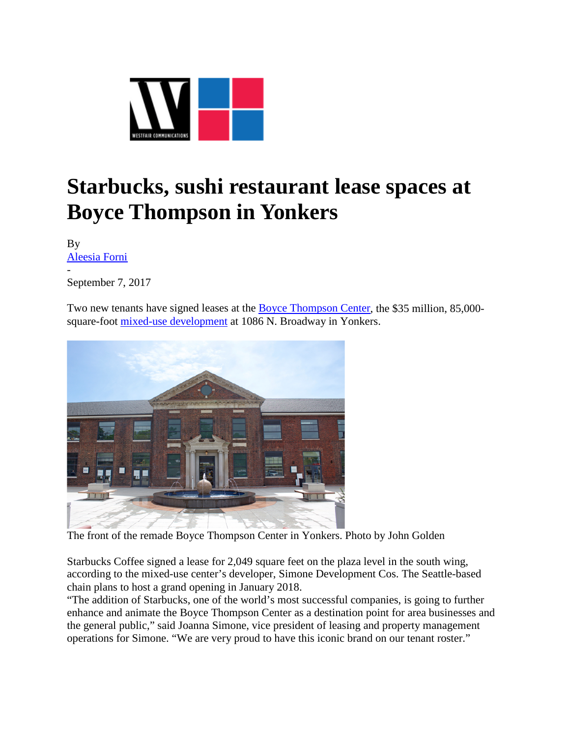# Starbucks, sushi restaurant lease spaces at Boyce Thompson in Yonkers

By
Aleesia Forni
-
September 7, 2017

Two new tenants have signed leases at the Boyce Thompson Center, the $35 million, 85,000-square-foot mixed-use development at 1086 N. Broadway in Yonkers.

The front of the remade Boyce Thompson Center in Yonkers. Photo by John Golden

Starbucks Coffee signed a lease for 2,049 square feet on the plaza level in the south wing, according to the mixed-use center's developer, Simone Development Cos. The Seattle-based chain plans to host a grand opening in January 2018.

"The addition of Starbucks, one of the world's most successful companies, is going to further enhance and animate the Boyce Thompson Center as a destination point for area businesses and the general public," said Joanna Simone, vice president of leasing and property management operations for Simone. "We are very proud to have this iconic brand on our tenant roster."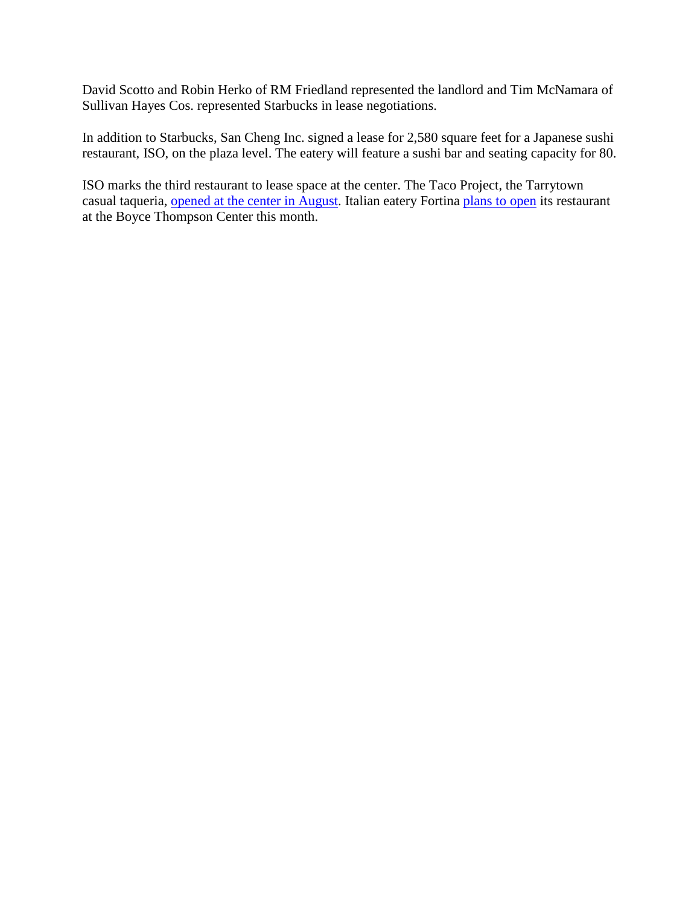David Scotto and Robin Herko of RM Friedland represented the landlord and Tim McNamara of Sullivan Hayes Cos. represented Starbucks in lease negotiations.

In addition to Starbucks, San Cheng Inc. signed a lease for 2,580 square feet for a Japanese sushi restaurant, ISO, on the plaza level. The eatery will feature a sushi bar and seating capacity for 80.

ISO marks the third restaurant to lease space at the center. The Taco Project, the Tarrytown casual taqueria, opened at the center in August. Italian eatery Fortina plans to open its restaurant at the Boyce Thompson Center this month.